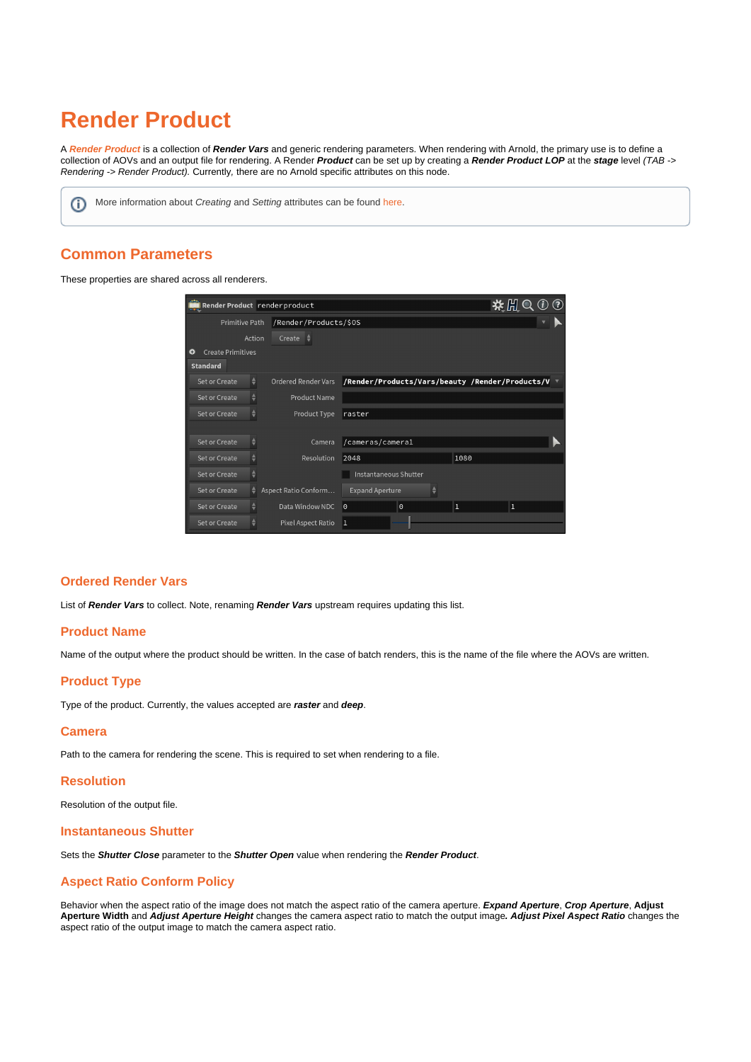# Render Product

A ***Render Product*** is a collection of ***Render Vars*** and generic rendering parameters. When rendering with Arnold, the primary use is to define a collection of AOVs and an output file for rendering. A Render ***Product*** can be set up by creating a ***Render Product LOP*** at the ***stage*** level *(TAB -> Rendering -> Render Product).* Currently, there are no Arnold specific attributes on this node.

More information about *Creating* and *Setting* attributes can be found here.

## Common Parameters

These properties are shared across all renderers.

### Ordered Render Vars

List of ***Render Vars*** to collect. Note, renaming ***Render Vars*** upstream requires updating this list.

### Product Name

Name of the output where the product should be written. In the case of batch renders, this is the name of the file where the AOVs are written.

### Product Type

Type of the product. Currently, the values accepted are ***raster*** and ***deep***.

### Camera

Path to the camera for rendering the scene. This is required to set when rendering to a file.

### Resolution

Resolution of the output file.

### Instantaneous Shutter

Sets the ***Shutter Close*** parameter to the ***Shutter Open*** value when rendering the ***Render Product***.

### Aspect Ratio Conform Policy

Behavior when the aspect ratio of the image does not match the aspect ratio of the camera aperture. ***Expand Aperture***, ***Crop Aperture***, **Adjust Aperture Width** and ***Adjust Aperture Height*** changes the camera aspect ratio to match the output image*.* ***Adjust Pixel Aspect Ratio*** changes the aspect ratio of the output image to match the camera aspect ratio.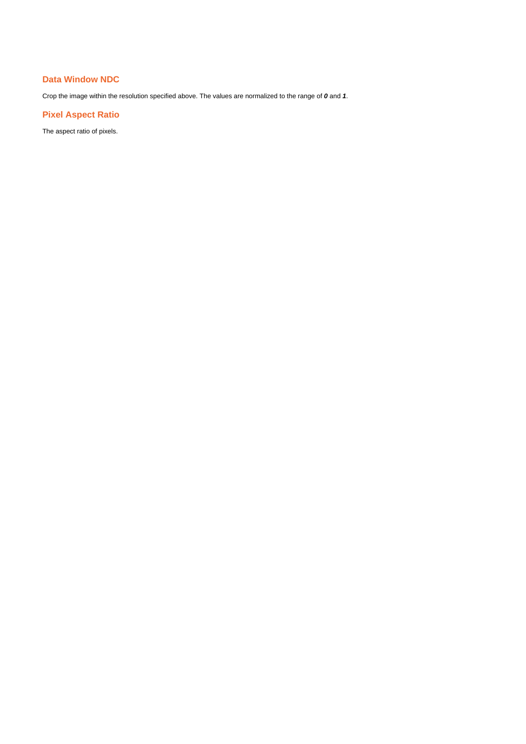### Data Window NDC

Crop the image within the resolution specified above. The values are normalized to the range of ***0*** and ***1***.

### Pixel Aspect Ratio

The aspect ratio of pixels.